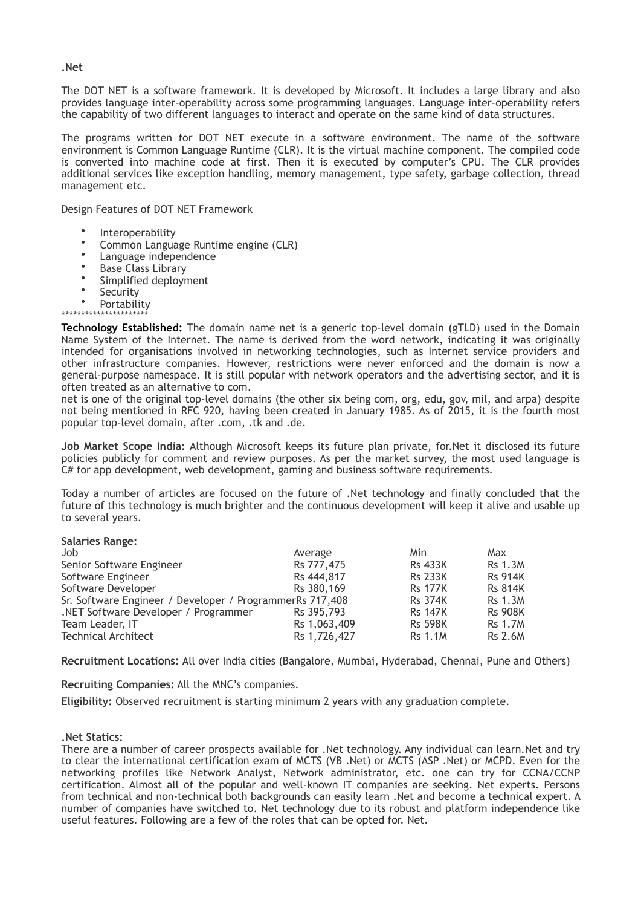**.Net**

The DOT NET is a software framework. It is developed by Microsoft. It includes a large library and also provides language inter-operability across some programming languages. Language inter-operability refers the capability of two different languages to interact and operate on the same kind of data structures.

The programs written for DOT NET execute in a software environment. The name of the software environment is Common Language Runtime (CLR). It is the virtual machine component. The compiled code is converted into machine code at first. Then it is executed by computer's CPU. The CLR provides additional services like exception handling, memory management, type safety, garbage collection, thread management etc.

Design Features of DOT NET Framework

- Interoperability
- Common Language Runtime engine (CLR)
- Language independence
- Base Class Library
- Simplified deployment
- Security
- Portability

**********************

**Technology Established:** The domain name net is a generic top-level domain (gTLD) used in the Domain Name System of the Internet. The name is derived from the word network, indicating it was originally intended for organisations involved in networking technologies, such as Internet service providers and other infrastructure companies. However, restrictions were never enforced and the domain is now a general-purpose namespace. It is still popular with network operators and the advertising sector, and it is often treated as an alternative to com.
net is one of the original top-level domains (the other six being com, org, edu, gov, mil, and arpa) despite not being mentioned in RFC 920, having been created in January 1985. As of 2015, it is the fourth most popular top-level domain, after .com, .tk and .de.

**Job Market Scope India:** Although Microsoft keeps its future plan private, for.Net it disclosed its future policies publicly for comment and review purposes. As per the market survey, the most used language is C# for app development, web development, gaming and business software requirements.

Today a number of articles are focused on the future of .Net technology and finally concluded that the future of this technology is much brighter and the continuous development will keep it alive and usable up to several years.

**Salaries Range:**

| Job | Average | Min | Max |
|---|---|---|---|
| Senior Software Engineer | Rs 777,475 | Rs 433K | Rs 1.3M |
| Software Engineer | Rs 444,817 | Rs 233K | Rs 914K |
| Software Developer | Rs 380,169 | Rs 177K | Rs 814K |
| Sr. Software Engineer / Developer / Programmer | Rs 717,408 | Rs 374K | Rs 1.3M |
| .NET Software Developer / Programmer | Rs 395,793 | Rs 147K | Rs 908K |
| Team Leader, IT | Rs 1,063,409 | Rs 598K | Rs 1.7M |
| Technical Architect | Rs 1,726,427 | Rs 1.1M | Rs 2.6M |

**Recruitment Locations:** All over India cities (Bangalore, Mumbai, Hyderabad, Chennai, Pune and Others)

**Recruiting Companies:** All the MNC's companies.

**Eligibility:** Observed recruitment is starting minimum 2 years with any graduation complete.

**.Net Statics:**
There are a number of career prospects available for .Net technology. Any individual can learn.Net and try to clear the international certification exam of MCTS (VB .Net) or MCTS (ASP .Net) or MCPD. Even for the networking profiles like Network Analyst, Network administrator, etc. one can try for CCNA/CCNP certification. Almost all of the popular and well-known IT companies are seeking. Net experts. Persons from technical and non-technical both backgrounds can easily learn .Net and become a technical expert. A number of companies have switched to. Net technology due to its robust and platform independence like useful features. Following are a few of the roles that can be opted for. Net.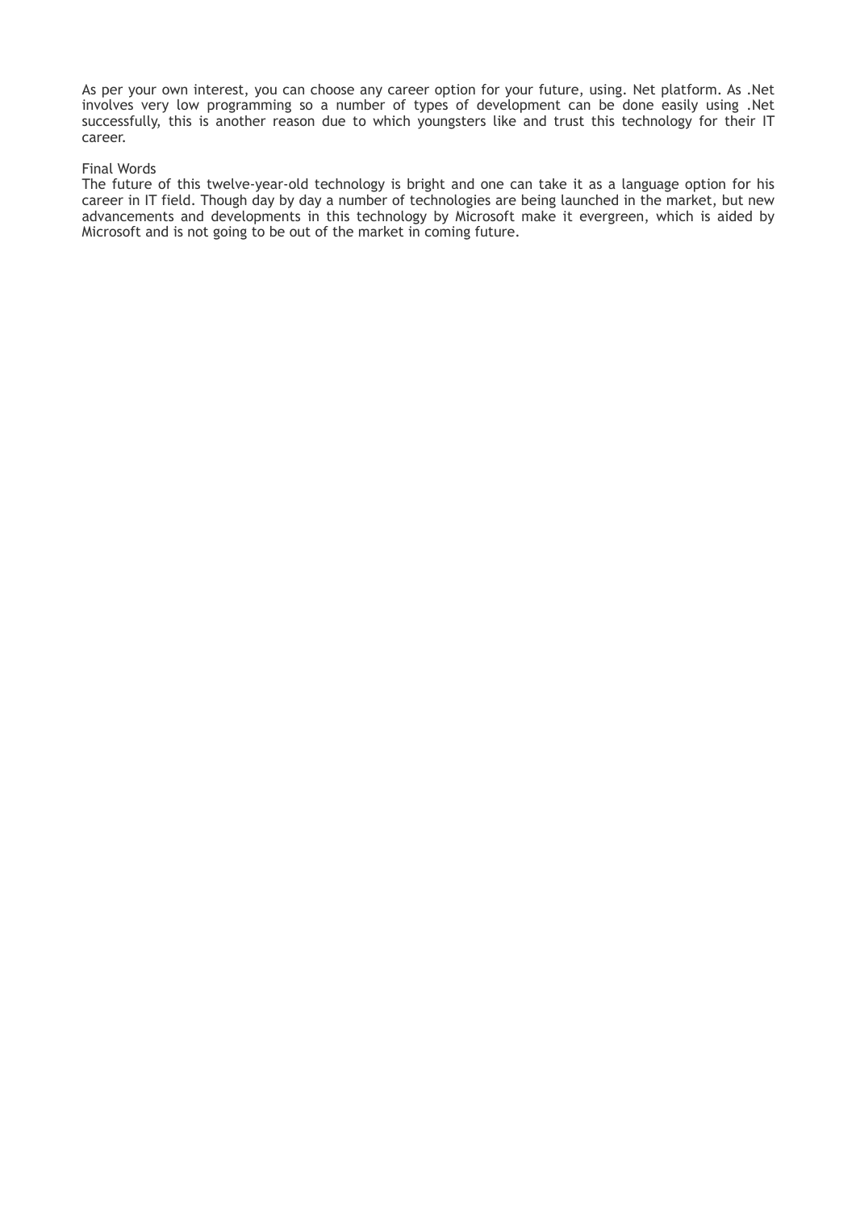As per your own interest, you can choose any career option for your future, using. Net platform. As .Net involves very low programming so a number of types of development can be done easily using .Net successfully, this is another reason due to which youngsters like and trust this technology for their IT career.

## Final Words

The future of this twelve-year-old technology is bright and one can take it as a language option for his career in IT field. Though day by day a number of technologies are being launched in the market, but new advancements and developments in this technology by Microsoft make it evergreen, which is aided by Microsoft and is not going to be out of the market in coming future.